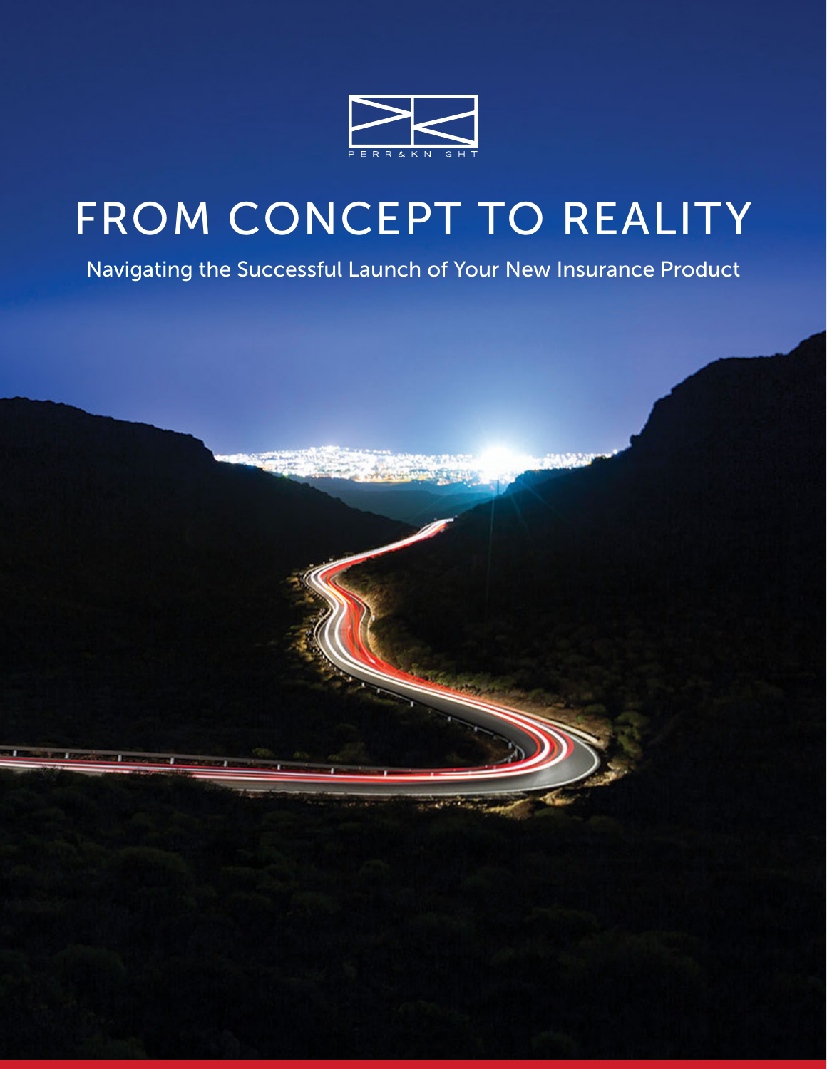PERR&KNIGHT

# FROM CONCEPT TO REALITY

Navigating the Successful Launch of Your New Insurance Product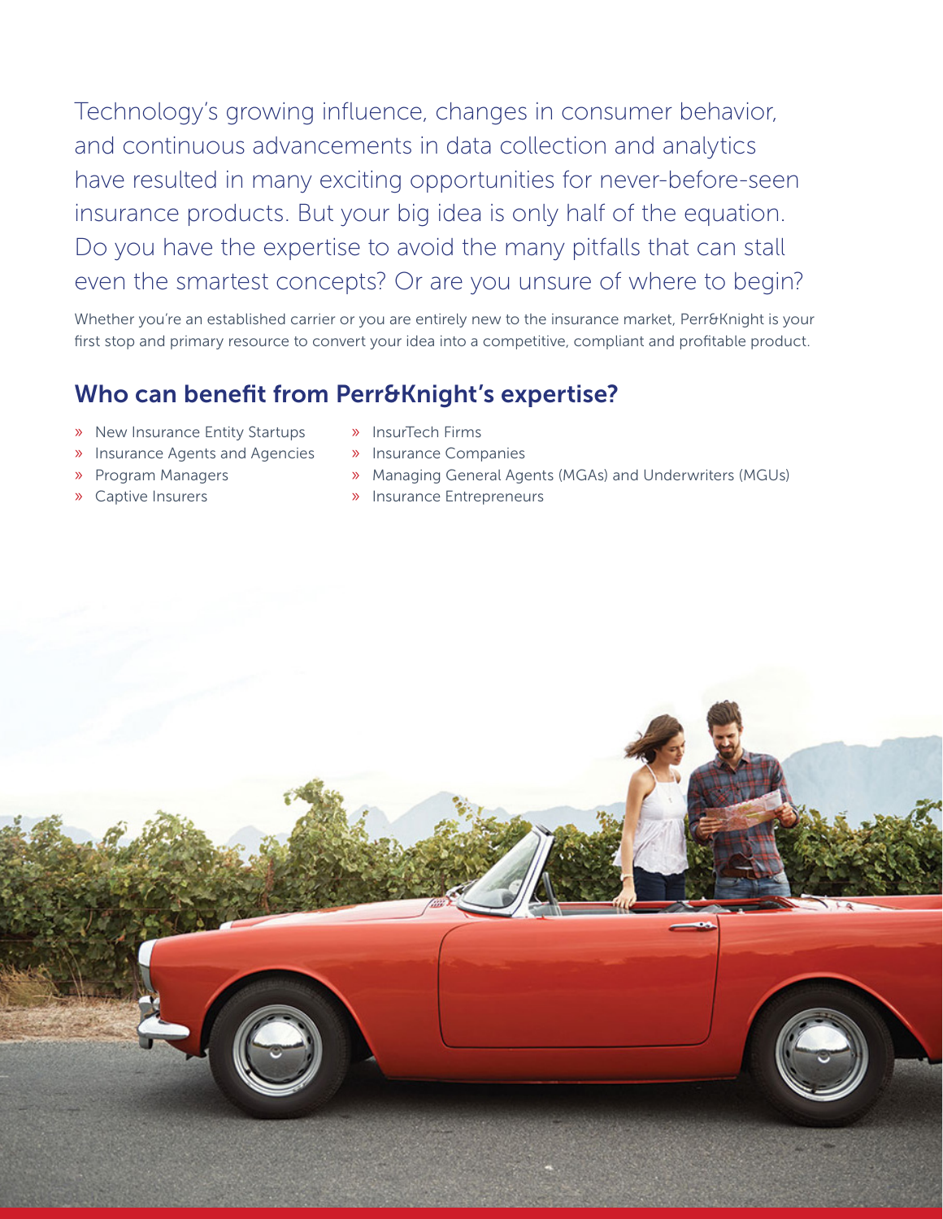Technology's growing influence, changes in consumer behavior, and continuous advancements in data collection and analytics have resulted in many exciting opportunities for never-before-seen insurance products. But your big idea is only half of the equation. Do you have the expertise to avoid the many pitfalls that can stall even the smartest concepts? Or are you unsure of where to begin?

Whether you're an established carrier or you are entirely new to the insurance market, Perr&Knight is your first stop and primary resource to convert your idea into a competitive, compliant and profitable product.

## Who can benefit from Perr&Knight's expertise?

- New Insurance Entity Startups
- Insurance Agents and Agencies
- Program Managers
- Captive Insurers
- InsurTech Firms
- Insurance Companies
- Managing General Agents (MGAs) and Underwriters (MGUs)
- Insurance Entrepreneurs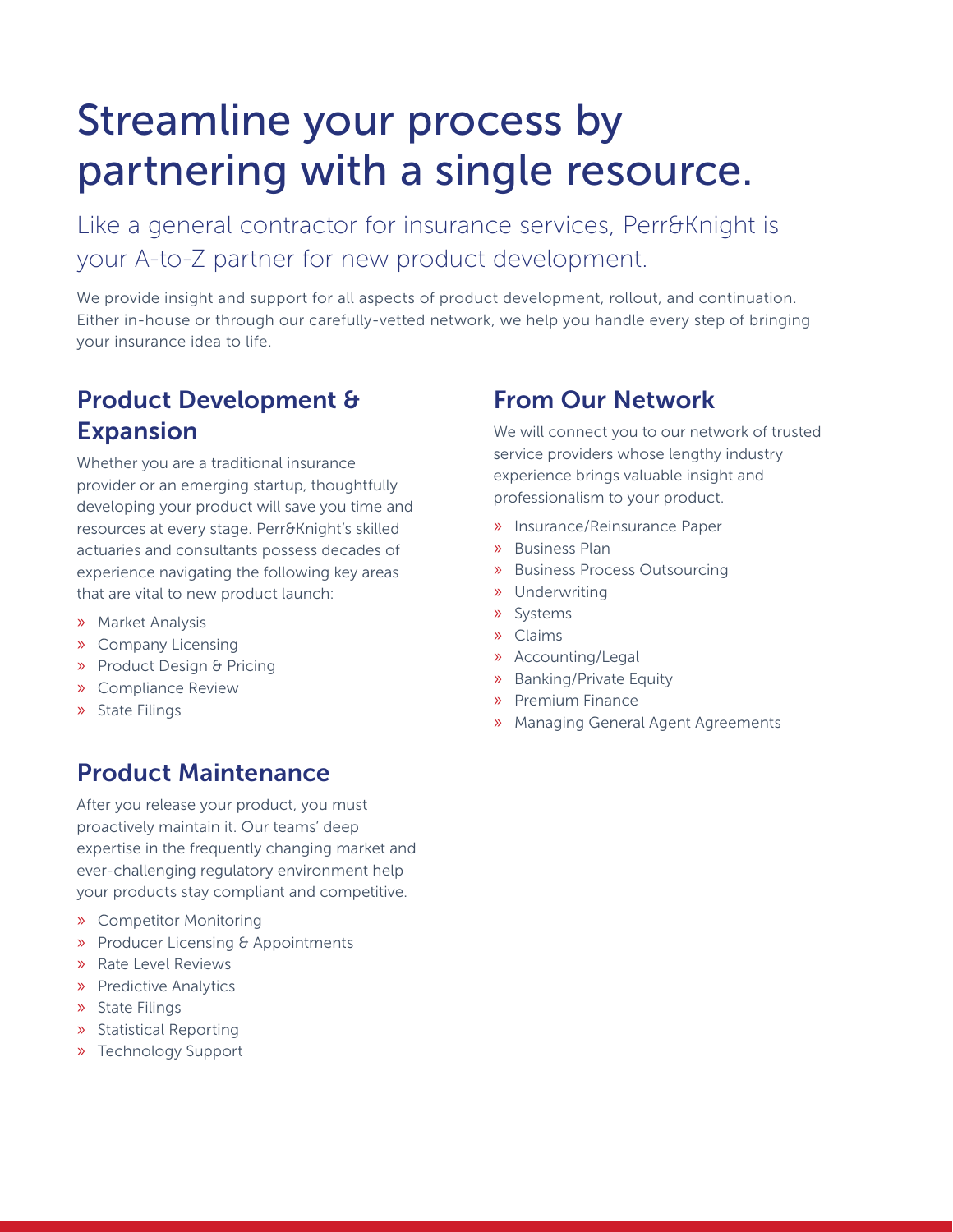# Streamline your process by partnering with a single resource.

## Like a general contractor for insurance services, Perr&Knight is your A-to-Z partner for new product development.

We provide insight and support for all aspects of product development, rollout, and continuation. Either in-house or through our carefully-vetted network, we help you handle every step of bringing your insurance idea to life.

### Product Development & Expansion

Whether you are a traditional insurance provider or an emerging startup, thoughtfully developing your product will save you time and resources at every stage. Perr&Knight's skilled actuaries and consultants possess decades of experience navigating the following key areas that are vital to new product launch:

- Market Analysis
- Company Licensing
- Product Design & Pricing
- Compliance Review
- State Filings

### Product Maintenance

After you release your product, you must proactively maintain it. Our teams' deep expertise in the frequently changing market and ever-challenging regulatory environment help your products stay compliant and competitive.

- Competitor Monitoring
- Producer Licensing & Appointments
- Rate Level Reviews
- Predictive Analytics
- State Filings
- Statistical Reporting
- Technology Support

### From Our Network

We will connect you to our network of trusted service providers whose lengthy industry experience brings valuable insight and professionalism to your product.

- Insurance/Reinsurance Paper
- Business Plan
- Business Process Outsourcing
- Underwriting
- Systems
- Claims
- Accounting/Legal
- Banking/Private Equity
- Premium Finance
- Managing General Agent Agreements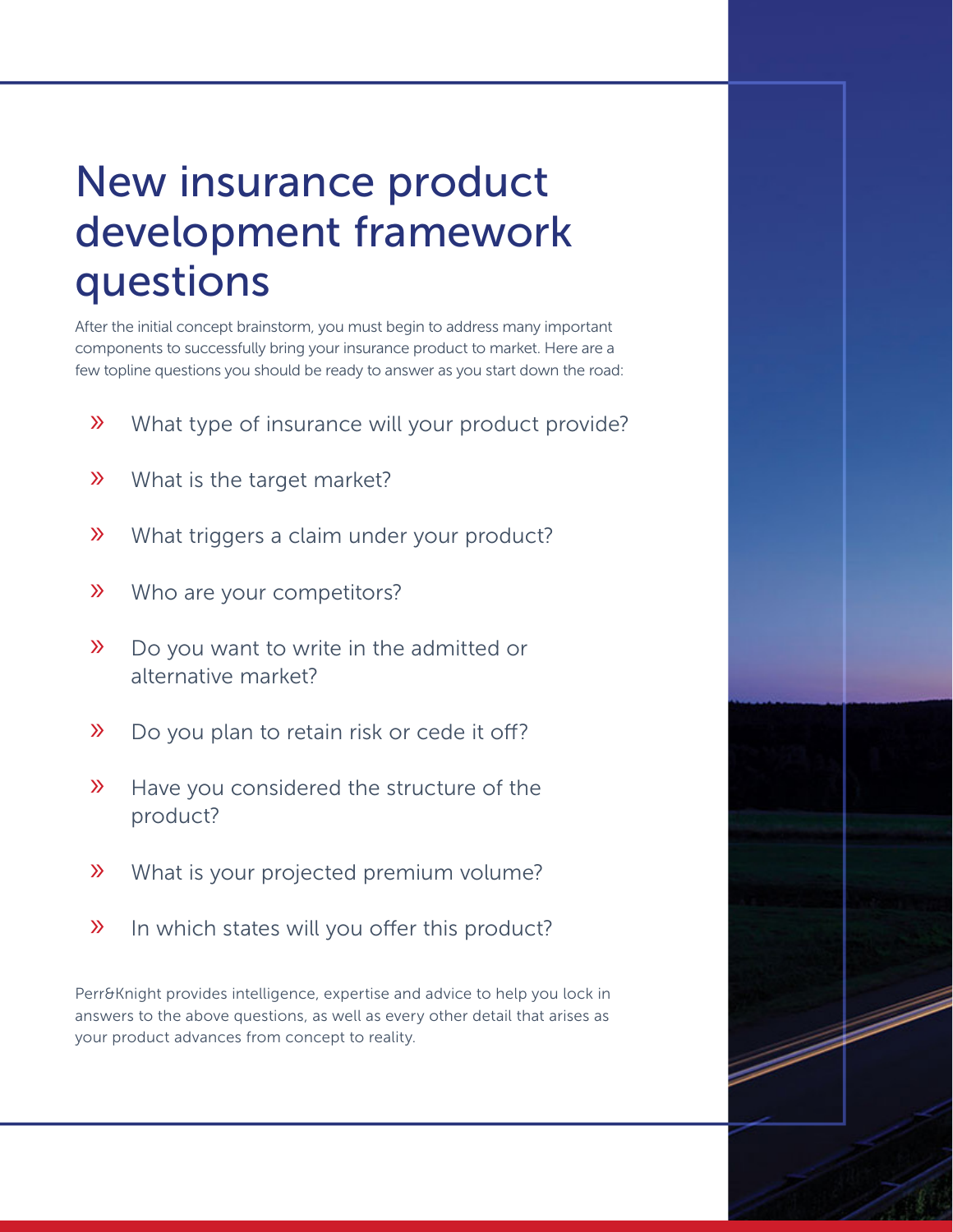# New insurance product development framework questions

After the initial concept brainstorm, you must begin to address many important components to successfully bring your insurance product to market. Here are a few topline questions you should be ready to answer as you start down the road:

- What type of insurance will your product provide?
- What is the target market?
- What triggers a claim under your product?
- Who are your competitors?
- Do you want to write in the admitted or alternative market?
- Do you plan to retain risk or cede it off?
- Have you considered the structure of the product?
- What is your projected premium volume?
- In which states will you offer this product?

Perr&Knight provides intelligence, expertise and advice to help you lock in answers to the above questions, as well as every other detail that arises as your product advances from concept to reality.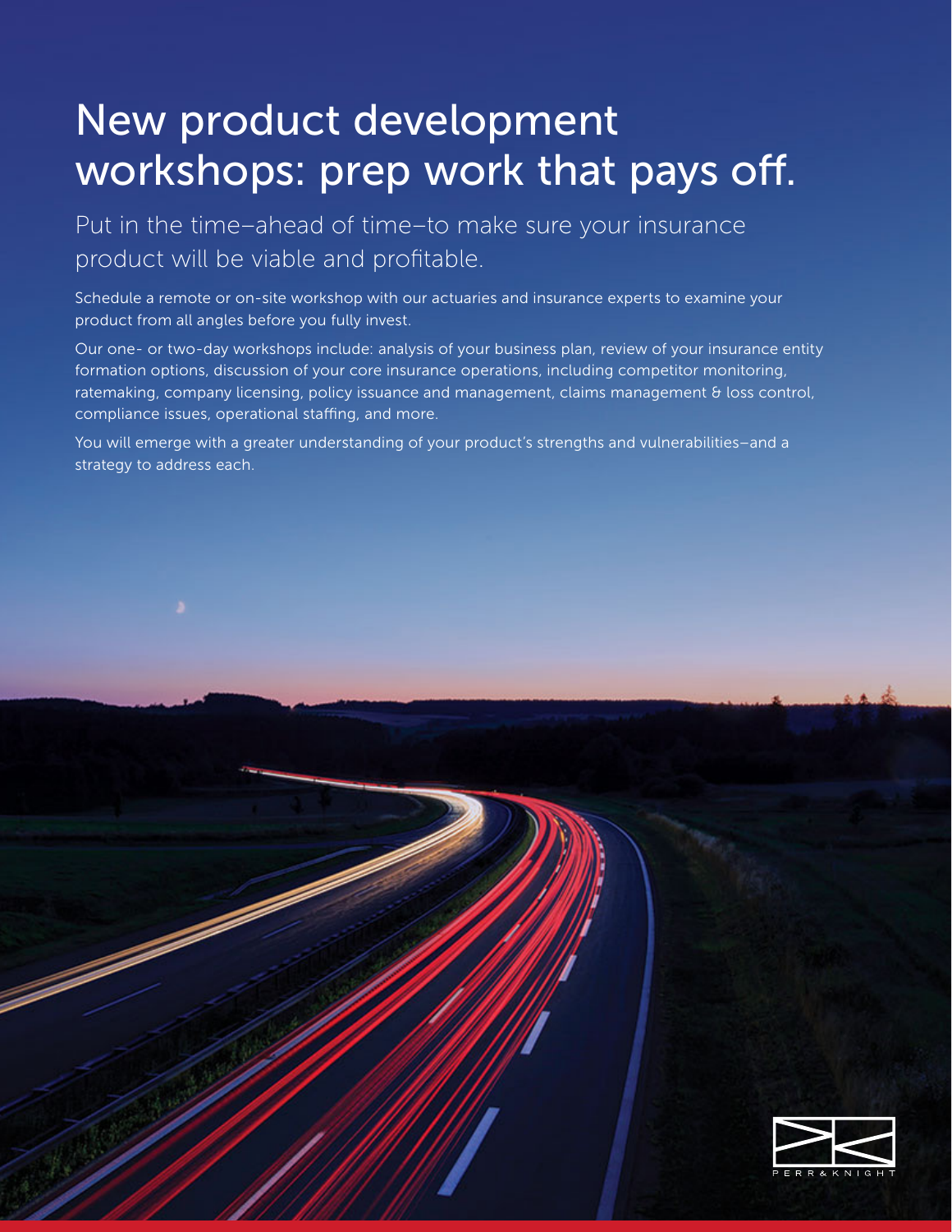# New product development workshops: prep work that pays off.

## Put in the time–ahead of time–to make sure your insurance product will be viable and profitable.

Schedule a remote or on-site workshop with our actuaries and insurance experts to examine your product from all angles before you fully invest.

Our one- or two-day workshops include: analysis of your business plan, review of your insurance entity formation options, discussion of your core insurance operations, including competitor monitoring, ratemaking, company licensing, policy issuance and management, claims management & loss control, compliance issues, operational staffing, and more.

You will emerge with a greater understanding of your product's strengths and vulnerabilities–and a strategy to address each.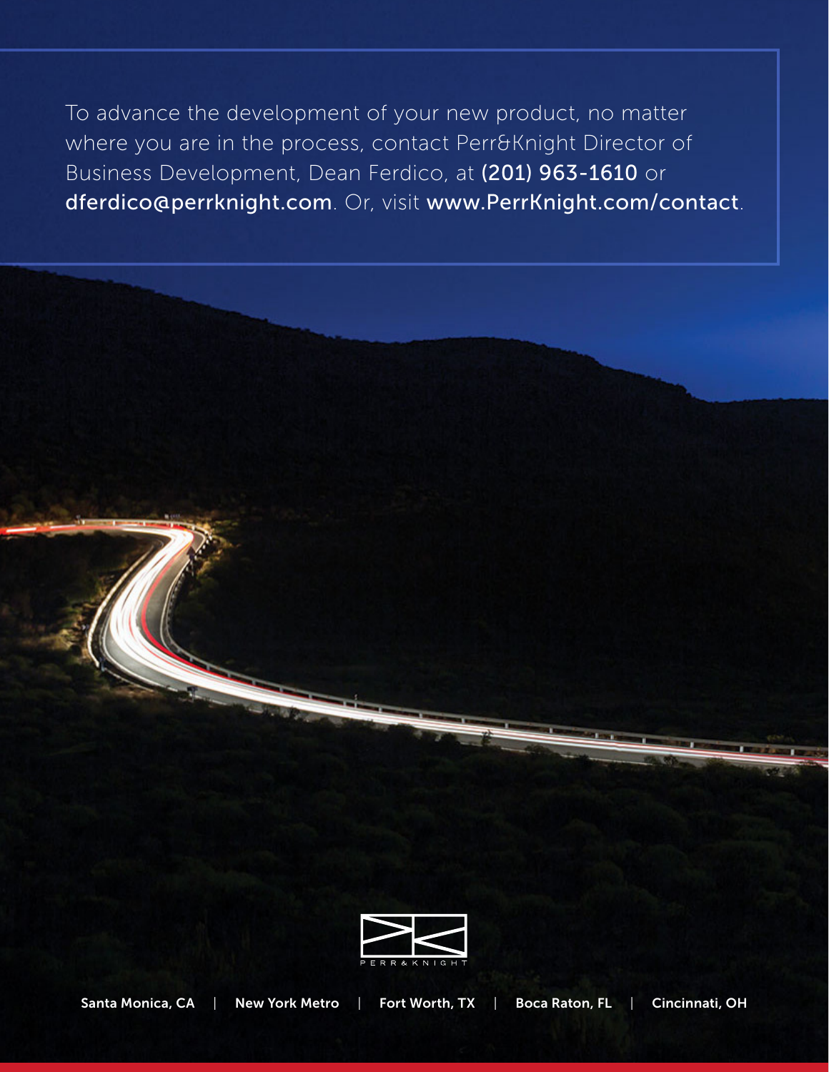To advance the development of your new product, no matter where you are in the process, contact Perr&Knight Director of Business Development, Dean Ferdico, at **(201) 963-1610** or **dferdico@perrknight.com**. Or, visit **www.PerrKnight.com/contact**.

PERR&KNIGHT

**Santa Monica, CA** | **New York Metro** | **Fort Worth, TX** | **Boca Raton, FL** | **Cincinnati, OH**